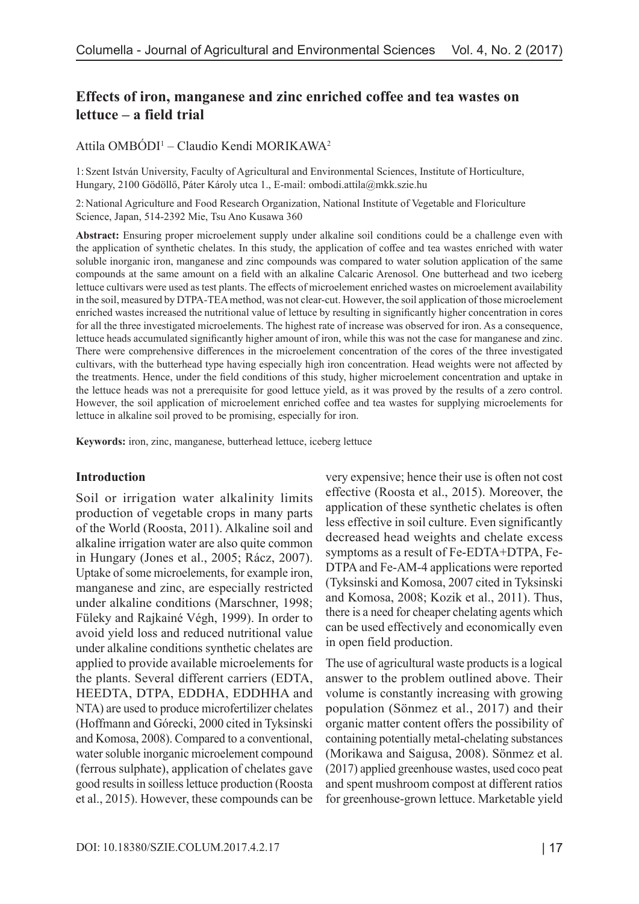# Effects of iron, manganese and zinc enriched coffee and tea wastes on lettuce – a field trial

Attila OMBÓDI[1] – Claudio Kendi MORIKAWA[2]

1: Szent István University, Faculty of Agricultural and Environmental Sciences, Institute of Horticulture, Hungary, 2100 Gödöllő, Páter Károly utca 1., E-mail: ombodi.attila@mkk.szie.hu

2: National Agriculture and Food Research Organization, National Institute of Vegetable and Floriculture Science, Japan, 514-2392 Mie, Tsu Ano Kusawa 360

**Abstract:** Ensuring proper microelement supply under alkaline soil conditions could be a challenge even with the application of synthetic chelates. In this study, the application of coffee and tea wastes enriched with water soluble inorganic iron, manganese and zinc compounds was compared to water solution application of the same compounds at the same amount on a field with an alkaline Calcaric Arenosol. One butterhead and two iceberg lettuce cultivars were used as test plants. The effects of microelement enriched wastes on microelement availability in the soil, measured by DTPA-TEA method, was not clear-cut. However, the soil application of those microelement enriched wastes increased the nutritional value of lettuce by resulting in significantly higher concentration in cores for all the three investigated microelements. The highest rate of increase was observed for iron. As a consequence, lettuce heads accumulated significantly higher amount of iron, while this was not the case for manganese and zinc. There were comprehensive differences in the microelement concentration of the cores of the three investigated cultivars, with the butterhead type having especially high iron concentration. Head weights were not affected by the treatments. Hence, under the field conditions of this study, higher microelement concentration and uptake in the lettuce heads was not a prerequisite for good lettuce yield, as it was proved by the results of a zero control. However, the soil application of microelement enriched coffee and tea wastes for supplying microelements for lettuce in alkaline soil proved to be promising, especially for iron.

**Keywords:** iron, zinc, manganese, butterhead lettuce, iceberg lettuce

## Introduction

Soil or irrigation water alkalinity limits production of vegetable crops in many parts of the World (Roosta, 2011). Alkaline soil and alkaline irrigation water are also quite common in Hungary (Jones et al., 2005; Rácz, 2007). Uptake of some microelements, for example iron, manganese and zinc, are especially restricted under alkaline conditions (Marschner, 1998; Füleky and Rajkainé Végh, 1999). In order to avoid yield loss and reduced nutritional value under alkaline conditions synthetic chelates are applied to provide available microelements for the plants. Several different carriers (EDTA, HEEDTA, DTPA, EDDHA, EDDHHA and NTA) are used to produce microfertilizer chelates (Hoffmann and Górecki, 2000 cited in Tyksinski and Komosa, 2008). Compared to a conventional, water soluble inorganic microelement compound (ferrous sulphate), application of chelates gave good results in soilless lettuce production (Roosta et al., 2015). However, these compounds can be very expensive; hence their use is often not cost effective (Roosta et al., 2015). Moreover, the application of these synthetic chelates is often less effective in soil culture. Even significantly decreased head weights and chelate excess symptoms as a result of Fe-EDTA+DTPA, Fe-DTPA and Fe-AM-4 applications were reported (Tyksinski and Komosa, 2007 cited in Tyksinski and Komosa, 2008; Kozik et al., 2011). Thus, there is a need for cheaper chelating agents which can be used effectively and economically even in open field production.

The use of agricultural waste products is a logical answer to the problem outlined above. Their volume is constantly increasing with growing population (Sönmez et al., 2017) and their organic matter content offers the possibility of containing potentially metal-chelating substances (Morikawa and Saigusa, 2008). Sönmez et al. (2017) applied greenhouse wastes, used coco peat and spent mushroom compost at different ratios for greenhouse-grown lettuce. Marketable yield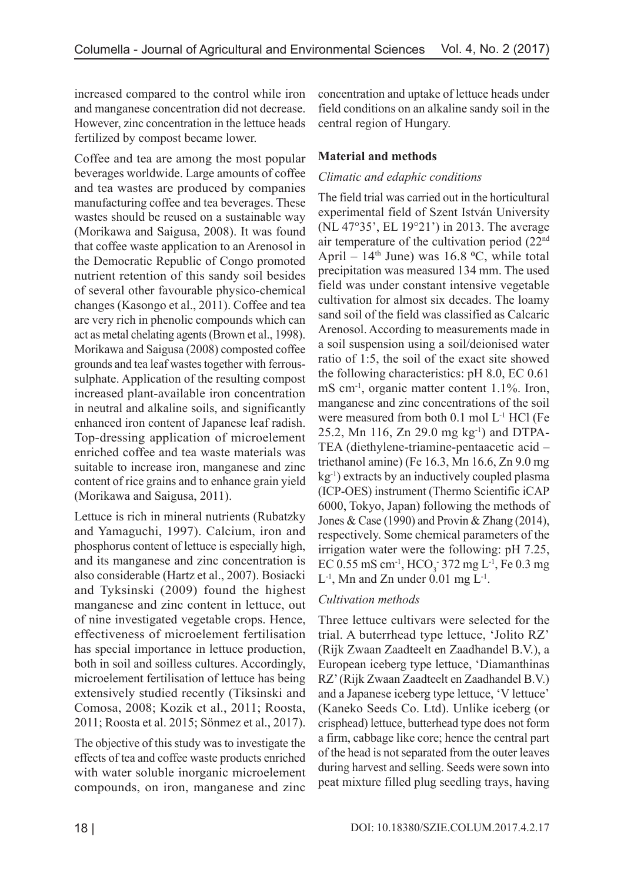increased compared to the control while iron and manganese concentration did not decrease. However, zinc concentration in the lettuce heads fertilized by compost became lower.

Coffee and tea are among the most popular beverages worldwide. Large amounts of coffee and tea wastes are produced by companies manufacturing coffee and tea beverages. These wastes should be reused on a sustainable way (Morikawa and Saigusa, 2008). It was found that coffee waste application to an Arenosol in the Democratic Republic of Congo promoted nutrient retention of this sandy soil besides of several other favourable physico-chemical changes (Kasongo et al., 2011). Coffee and tea are very rich in phenolic compounds which can act as metal chelating agents (Brown et al., 1998). Morikawa and Saigusa (2008) composted coffee grounds and tea leaf wastes together with ferrous-sulphate. Application of the resulting compost increased plant-available iron concentration in neutral and alkaline soils, and significantly enhanced iron content of Japanese leaf radish. Top-dressing application of microelement enriched coffee and tea waste materials was suitable to increase iron, manganese and zinc content of rice grains and to enhance grain yield (Morikawa and Saigusa, 2011).

Lettuce is rich in mineral nutrients (Rubatzky and Yamaguchi, 1997). Calcium, iron and phosphorus content of lettuce is especially high, and its manganese and zinc concentration is also considerable (Hartz et al., 2007). Bosiacki and Tyksinski (2009) found the highest manganese and zinc content in lettuce, out of nine investigated vegetable crops. Hence, effectiveness of microelement fertilisation has special importance in lettuce production, both in soil and soilless cultures. Accordingly, microelement fertilisation of lettuce has being extensively studied recently (Tiksinski and Comosa, 2008; Kozik et al., 2011; Roosta, 2011; Roosta et al. 2015; Sönmez et al., 2017).

The objective of this study was to investigate the effects of tea and coffee waste products enriched with water soluble inorganic microelement compounds, on iron, manganese and zinc concentration and uptake of lettuce heads under field conditions on an alkaline sandy soil in the central region of Hungary.

## Material and methods

### *Climatic and edaphic conditions*

The field trial was carried out in the horticultural experimental field of Szent István University (NL 47°35', EL 19°21') in 2013. The average air temperature of the cultivation period (22$^{nd}$ April – 14$^{th}$ June) was 16.8 ºC, while total precipitation was measured 134 mm. The used field was under constant intensive vegetable cultivation for almost six decades. The loamy sand soil of the field was classified as Calcaric Arenosol. According to measurements made in a soil suspension using a soil/deionised water ratio of 1:5, the soil of the exact site showed the following characteristics: pH 8.0, EC 0.61 mS cm$^{-1}$, organic matter content 1.1%. Iron, manganese and zinc concentrations of the soil were measured from both 0.1 mol L$^{-1}$ HCl (Fe 25.2, Mn 116, Zn 29.0 mg kg$^{-1}$) and DTPA-TEA (diethylene-triamine-pentaacetic acid – triethanol amine) (Fe 16.3, Mn 16.6, Zn 9.0 mg kg$^{-1}$) extracts by an inductively coupled plasma (ICP-OES) instrument (Thermo Scientific iCAP 6000, Tokyo, Japan) following the methods of Jones & Case (1990) and Provin & Zhang (2014), respectively. Some chemical parameters of the irrigation water were the following: pH 7.25, EC 0.55 mS cm$^{-1}$, $HCO_3^-$ 372 mg L$^{-1}$, Fe 0.3 mg L$^{-1}$, Mn and Zn under 0.01 mg L$^{-1}$.

### *Cultivation methods*

Three lettuce cultivars were selected for the trial. A buterrhead type lettuce, 'Jolito RZ' (Rijk Zwaan Zaadteelt en Zaadhandel B.V.), a European iceberg type lettuce, 'Diamanthinas RZ' (Rijk Zwaan Zaadteelt en Zaadhandel B.V.) and a Japanese iceberg type lettuce, 'V lettuce' (Kaneko Seeds Co. Ltd). Unlike iceberg (or crisphead) lettuce, butterhead type does not form a firm, cabbage like core; hence the central part of the head is not separated from the outer leaves during harvest and selling. Seeds were sown into peat mixture filled plug seedling trays, having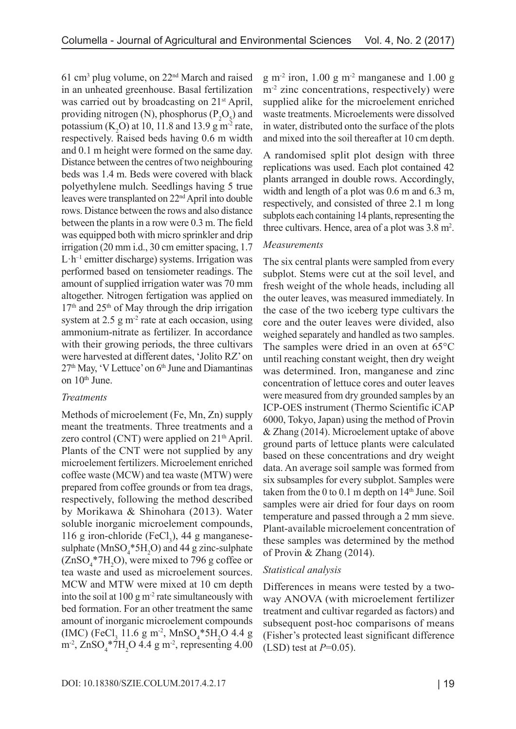61 $cm^3$ plug volume, on 22nd March and raised in an unheated greenhouse. Basal fertilization was carried out by broadcasting on 21st April, providing nitrogen (N), phosphorus ($P_2O_5$) and potassium ($K_2O$) at 10, 11.8 and 13.9 g $m^{-2}$ rate, respectively. Raised beds having 0.6 m width and 0.1 m height were formed on the same day. Distance between the centres of two neighbouring beds was 1.4 m. Beds were covered with black polyethylene mulch. Seedlings having 5 true leaves were transplanted on 22nd April into double rows. Distance between the rows and also distance between the plants in a row were 0.3 m. The field was equipped both with micro sprinkler and drip irrigation (20 mm i.d., 30 cm emitter spacing, 1.7 $L \cdot h^{-1}$ emitter discharge) systems. Irrigation was performed based on tensiometer readings. The amount of supplied irrigation water was 70 mm altogether. Nitrogen fertigation was applied on 17th and 25th of May through the drip irrigation system at 2.5 g $m^{-2}$ rate at each occasion, using ammonium-nitrate as fertilizer. In accordance with their growing periods, the three cultivars were harvested at different dates, 'Jolito RZ' on 27th May, 'V Lettuce' on 6th June and Diamantinas on 10th June.

*Treatments*

Methods of microelement (Fe, Mn, Zn) supply meant the treatments. Three treatments and a zero control (CNT) were applied on 21th April. Plants of the CNT were not supplied by any microelement fertilizers. Microelement enriched coffee waste (MCW) and tea waste (MTW) were prepared from coffee grounds or from tea drags, respectively, following the method described by Morikawa & Shinohara (2013). Water soluble inorganic microelement compounds, 116 g iron-chloride ($FeCl_3$), 44 g manganese-sulphate ($MnSO_4$*$5H_2O$) and 44 g zinc-sulphate ($ZnSO_4$*$7H_2O$), were mixed to 796 g coffee or tea waste and used as microelement sources. MCW and MTW were mixed at 10 cm depth into the soil at 100 g $m^{-2}$ rate simultaneously with bed formation. For an other treatment the same amount of inorganic microelement compounds (IMC) ($FeCl_3$ 11.6 g $m^{-2}$, $MnSO_4$*$5H_2O$ 4.4 g $m^{-2}$, $ZnSO_4$*$7H_2O$ 4.4 g $m^{-2}$, representing 4.00 g $m^{-2}$ iron, 1.00 g $m^{-2}$ manganese and 1.00 g $m^{-2}$ zinc concentrations, respectively) were supplied alike for the microelement enriched waste treatments. Microelements were dissolved in water, distributed onto the surface of the plots and mixed into the soil thereafter at 10 cm depth.

A randomised split plot design with three replications was used. Each plot contained 42 plants arranged in double rows. Accordingly, width and length of a plot was 0.6 m and 6.3 m, respectively, and consisted of three 2.1 m long subplots each containing 14 plants, representing the three cultivars. Hence, area of a plot was 3.8 $m^2$.

*Measurements*

The six central plants were sampled from every subplot. Stems were cut at the soil level, and fresh weight of the whole heads, including all the outer leaves, was measured immediately. In the case of the two iceberg type cultivars the core and the outer leaves were divided, also weighed separately and handled as two samples. The samples were dried in an oven at 65°C until reaching constant weight, then dry weight was determined. Iron, manganese and zinc concentration of lettuce cores and outer leaves were measured from dry grounded samples by an ICP-OES instrument (Thermo Scientific iCAP 6000, Tokyo, Japan) using the method of Provin & Zhang (2014). Microelement uptake of above ground parts of lettuce plants were calculated based on these concentrations and dry weight data. An average soil sample was formed from six subsamples for every subplot. Samples were taken from the 0 to 0.1 m depth on 14th June. Soil samples were air dried for four days on room temperature and passed through a 2 mm sieve. Plant-available microelement concentration of these samples was determined by the method of Provin & Zhang (2014).

*Statistical analysis*

Differences in means were tested by a two-way ANOVA (with microelement fertilizer treatment and cultivar regarded as factors) and subsequent post-hoc comparisons of means (Fisher's protected least significant difference (LSD) test at $P$=0.05).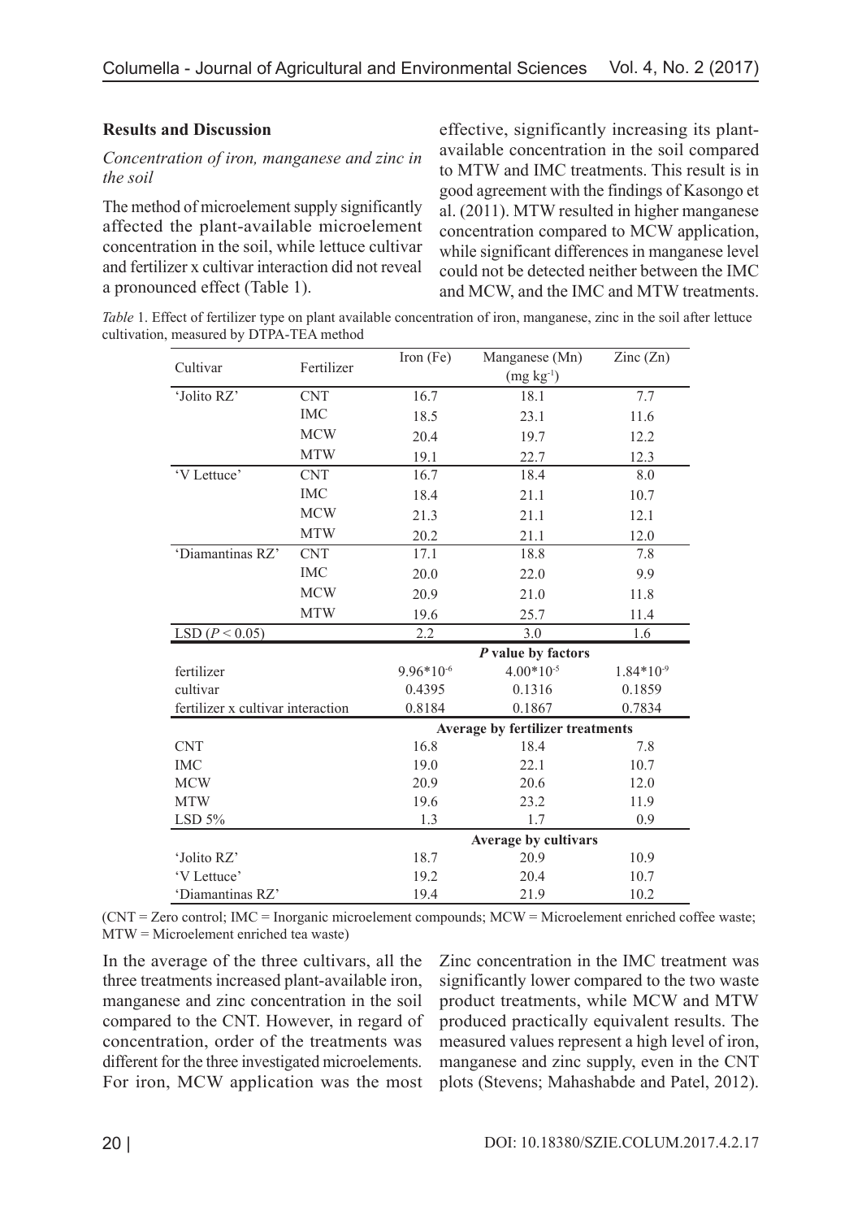### Results and Discussion

*Concentration of iron, manganese and zinc in the soil*

The method of microelement supply significantly affected the plant-available microelement concentration in the soil, while lettuce cultivar and fertilizer x cultivar interaction did not reveal a pronounced effect (Table 1).

In the average of the three cultivars, all the three treatments increased plant-available iron, manganese and zinc concentration in the soil compared to the CNT. However, in regard of concentration, order of the treatments was different for the three investigated microelements. For iron, MCW application was the most effective, significantly increasing its plant-available concentration in the soil compared to MTW and IMC treatments. This result is in good agreement with the findings of Kasongo et al. (2011). MTW resulted in higher manganese concentration compared to MCW application, while significant differences in manganese level could not be detected neither between the IMC and MCW, and the IMC and MTW treatments. Zinc concentration in the IMC treatment was significantly lower compared to the two waste product treatments, while MCW and MTW produced practically equivalent results. The measured values represent a high level of iron, manganese and zinc supply, even in the CNT plots (Stevens; Mahashabde and Patel, 2012).

*Table* 1. Effect of fertilizer type on plant available concentration of iron, manganese, zinc in the soil after lettuce cultivation, measured by DTPA-TEA method

| Cultivar | Fertilizer | Iron (Fe) | Manganese (Mn) ($mg\ kg^{-1}$) | Zinc (Zn) |
|---|---|---|---|---|
| 'Jolito RZ' | CNT | 16.7 | 18.1 | 7.7 |
| | IMC | 18.5 | 23.1 | 11.6 |
| | MCW | 20.4 | 19.7 | 12.2 |
| | MTW | 19.1 | 22.7 | 12.3 |
| 'V Lettuce' | CNT | 16.7 | 18.4 | 8.0 |
| | IMC | 18.4 | 21.1 | 10.7 |
| | MCW | 21.3 | 21.1 | 12.1 |
| | MTW | 20.2 | 21.1 | 12.0 |
| 'Diamantinas RZ' | CNT | 17.1 | 18.8 | 7.8 |
| | IMC | 20.0 | 22.0 | 9.9 |
| | MCW | 20.9 | 21.0 | 11.8 |
| | MTW | 19.6 | 25.7 | 11.4 |
| LSD ($P < 0.05$) | | 2.2 | 3.0 | 1.6 |
| | | ***P* value by factors** | | |
| fertilizer | | $9.96*10^{-6}$ | $4.00*10^{-5}$ | $1.84*10^{-9}$ |
| cultivar | | 0.4395 | 0.1316 | 0.1859 |
| fertilizer x cultivar interaction | | 0.8184 | 0.1867 | 0.7834 |
| | | **Average by fertilizer treatments** | | |
| CNT | | 16.8 | 18.4 | 7.8 |
| IMC | | 19.0 | 22.1 | 10.7 |
| MCW | | 20.9 | 20.6 | 12.0 |
| MTW | | 19.6 | 23.2 | 11.9 |
| LSD 5% | | 1.3 | 1.7 | 0.9 |
| | | **Average by cultivars** | | |
| 'Jolito RZ' | | 18.7 | 20.9 | 10.9 |
| 'V Lettuce' | | 19.2 | 20.4 | 10.7 |
| 'Diamantinas RZ' | | 19.4 | 21.9 | 10.2 |

(CNT = Zero control; IMC = Inorganic microelement compounds; MCW = Microelement enriched coffee waste; MTW = Microelement enriched tea waste)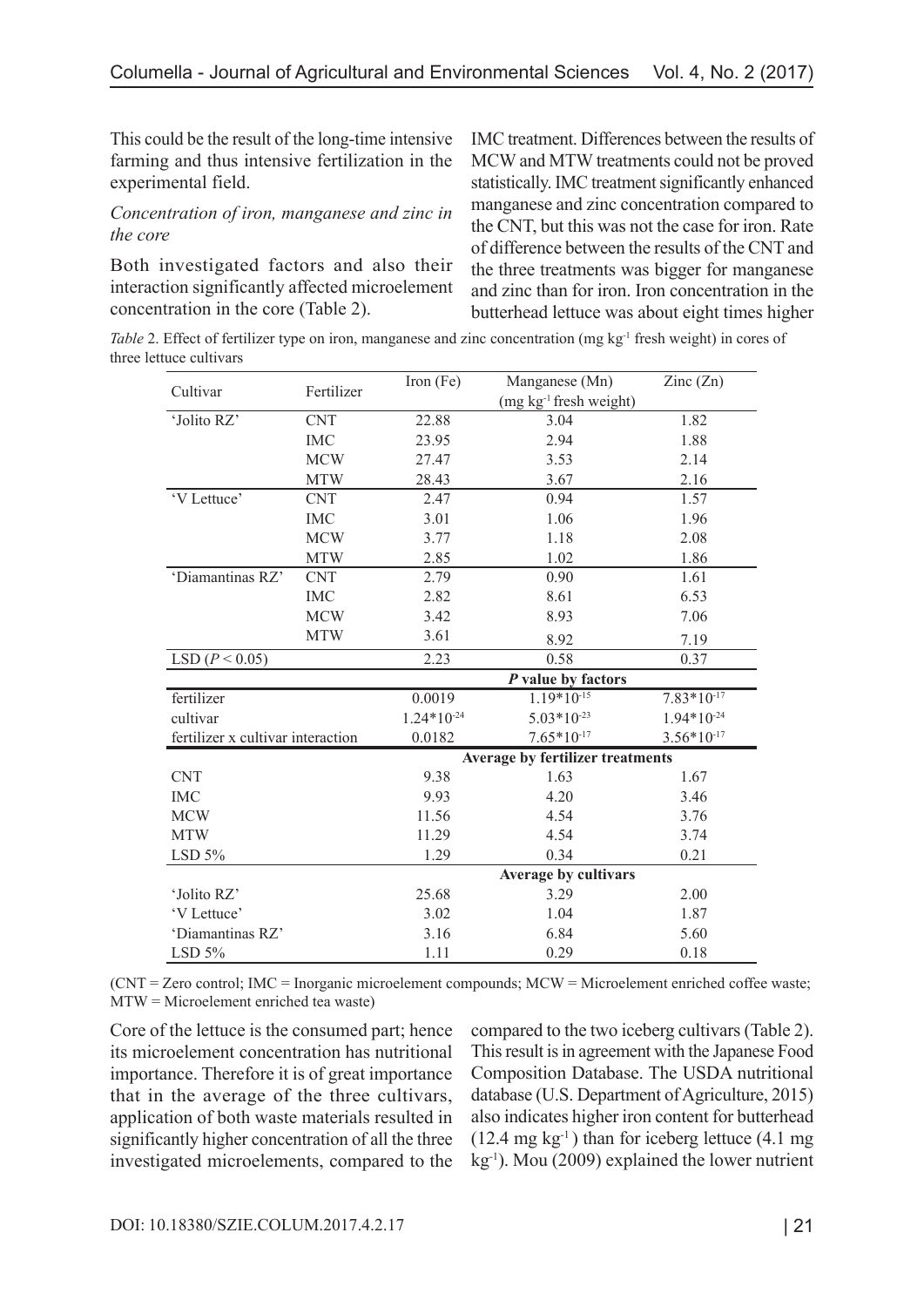This could be the result of the long-time intensive farming and thus intensive fertilization in the experimental field.

*Concentration of iron, manganese and zinc in the core*

Both investigated factors and also their interaction significantly affected microelement concentration in the core (Table 2).

IMC treatment. Differences between the results of MCW and MTW treatments could not be proved statistically. IMC treatment significantly enhanced manganese and zinc concentration compared to the CNT, but this was not the case for iron. Rate of difference between the results of the CNT and the three treatments was bigger for manganese and zinc than for iron. Iron concentration in the butterhead lettuce was about eight times higher compared to the two iceberg cultivars (Table 2). This result is in agreement with the Japanese Food Composition Database. The USDA nutritional database (U.S. Department of Agriculture, 2015) also indicates higher iron content for butterhead (12.4 mg $kg^{-1}$) than for iceberg lettuce (4.1 mg $kg^{-1}$). Mou (2009) explained the lower nutrient

*Table* 2. Effect of fertilizer type on iron, manganese and zinc concentration (mg $kg^{-1}$ fresh weight) in cores of three lettuce cultivars

| Cultivar | Fertilizer | Iron (Fe) | Manganese (Mn) (mg $kg^{-1}$ fresh weight) | Zinc (Zn) |
|---|---|---|---|---|
| 'Jolito RZ' | CNT | 22.88 | 3.04 | 1.82 |
| | IMC | 23.95 | 2.94 | 1.88 |
| | MCW | 27.47 | 3.53 | 2.14 |
| | MTW | 28.43 | 3.67 | 2.16 |
| 'V Lettuce' | CNT | 2.47 | 0.94 | 1.57 |
| | IMC | 3.01 | 1.06 | 1.96 |
| | MCW | 3.77 | 1.18 | 2.08 |
| | MTW | 2.85 | 1.02 | 1.86 |
| 'Diamantinas RZ' | CNT | 2.79 | 0.90 | 1.61 |
| | IMC | 2.82 | 8.61 | 6.53 |
| | MCW | 3.42 | 8.93 | 7.06 |
| | MTW | 3.61 | 8.92 | 7.19 |
| LSD ($P < 0.05$) | | 2.23 | 0.58 | 0.37 |
| | | ***P* value by factors** | | |
| fertilizer | | 0.0019 | $1.19*10^{-15}$ | $7.83*10^{-17}$ |
| cultivar | | $1.24*10^{-24}$ | $5.03*10^{-23}$ | $1.94*10^{-24}$ |
| fertilizer x cultivar interaction | | 0.0182 | $7.65*10^{-17}$ | $3.56*10^{-17}$ |
| | | **Average by fertilizer treatments** | | |
| CNT | | 9.38 | 1.63 | 1.67 |
| IMC | | 9.93 | 4.20 | 3.46 |
| MCW | | 11.56 | 4.54 | 3.76 |
| MTW | | 11.29 | 4.54 | 3.74 |
| LSD 5% | | 1.29 | 0.34 | 0.21 |
| | | **Average by cultivars** | | |
| 'Jolito RZ' | | 25.68 | 3.29 | 2.00 |
| 'V Lettuce' | | 3.02 | 1.04 | 1.87 |
| 'Diamantinas RZ' | | 3.16 | 6.84 | 5.60 |
| LSD 5% | | 1.11 | 0.29 | 0.18 |

(CNT = Zero control; IMC = Inorganic microelement compounds; MCW = Microelement enriched coffee waste; MTW = Microelement enriched tea waste)

Core of the lettuce is the consumed part; hence its microelement concentration has nutritional importance. Therefore it is of great importance that in the average of the three cultivars, application of both waste materials resulted in significantly higher concentration of all the three investigated microelements, compared to the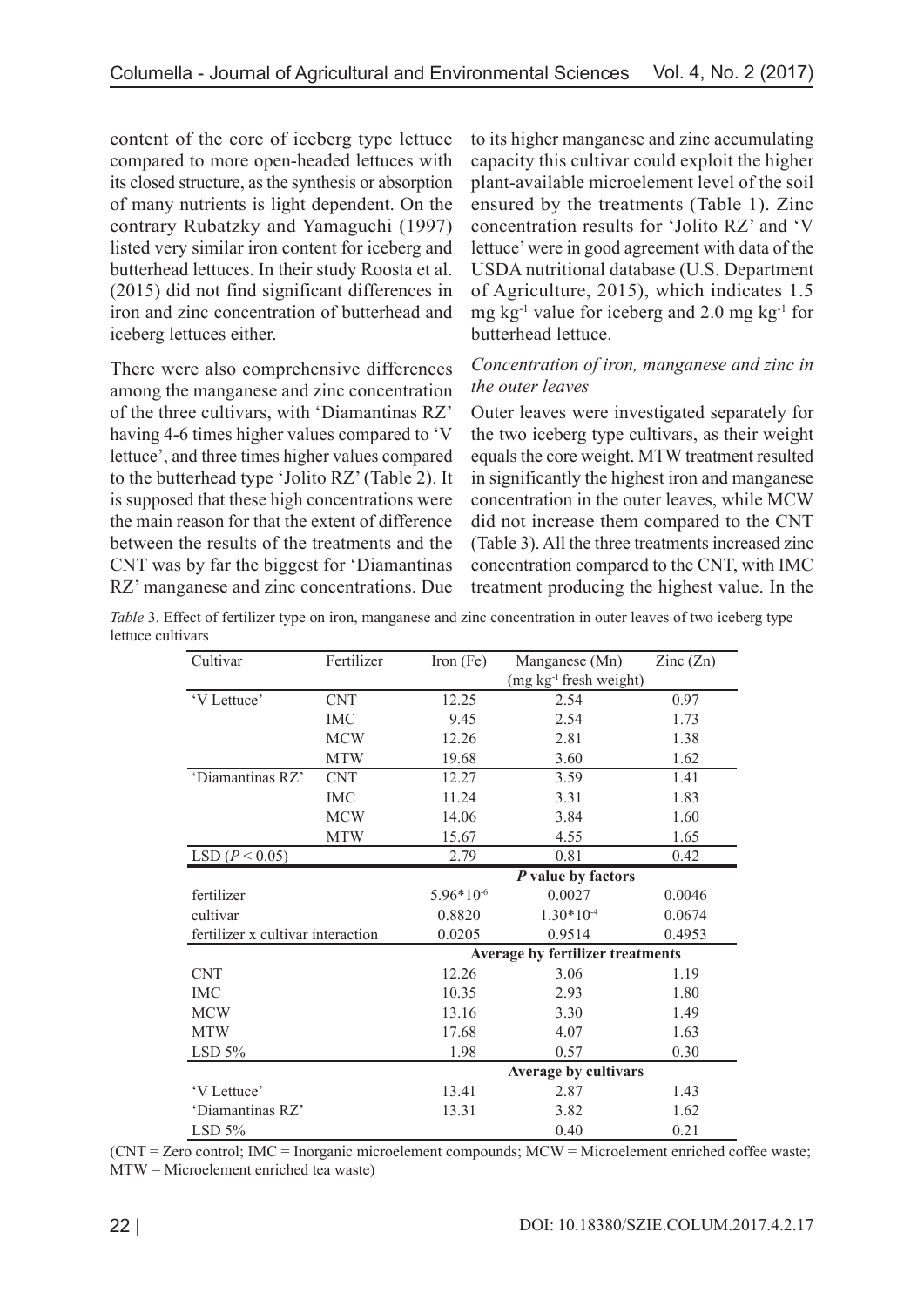content of the core of iceberg type lettuce compared to more open-headed lettuces with its closed structure, as the synthesis or absorption of many nutrients is light dependent. On the contrary Rubatzky and Yamaguchi (1997) listed very similar iron content for iceberg and butterhead lettuces. In their study Roosta et al. (2015) did not find significant differences in iron and zinc concentration of butterhead and iceberg lettuces either.

There were also comprehensive differences among the manganese and zinc concentration of the three cultivars, with 'Diamantinas RZ' having 4-6 times higher values compared to 'V lettuce', and three times higher values compared to the butterhead type 'Jolito RZ' (Table 2). It is supposed that these high concentrations were the main reason for that the extent of difference between the results of the treatments and the CNT was by far the biggest for 'Diamantinas RZ' manganese and zinc concentrations. Due to its higher manganese and zinc accumulating capacity this cultivar could exploit the higher plant-available microelement level of the soil ensured by the treatments (Table 1). Zinc concentration results for 'Jolito RZ' and 'V lettuce' were in good agreement with data of the USDA nutritional database (U.S. Department of Agriculture, 2015), which indicates 1.5 mg $kg^{-1}$ value for iceberg and 2.0 mg $kg^{-1}$ for butterhead lettuce.

### *Concentration of iron, manganese and zinc in the outer leaves*

Outer leaves were investigated separately for the two iceberg type cultivars, as their weight equals the core weight. MTW treatment resulted in significantly the highest iron and manganese concentration in the outer leaves, while MCW did not increase them compared to the CNT (Table 3). All the three treatments increased zinc concentration compared to the CNT, with IMC treatment producing the highest value. In the

*Table* 3. Effect of fertilizer type on iron, manganese and zinc concentration in outer leaves of two iceberg type lettuce cultivars

| Cultivar | Fertilizer | Iron (Fe) | Manganese (Mn) | Zinc (Zn) |
|---|---|---|---|---|
| | | | (mg $kg^{-1}$ fresh weight) | |
| 'V Lettuce' | CNT | 12.25 | 2.54 | 0.97 |
| | IMC | 9.45 | 2.54 | 1.73 |
| | MCW | 12.26 | 2.81 | 1.38 |
| | MTW | 19.68 | 3.60 | 1.62 |
| 'Diamantinas RZ' | CNT | 12.27 | 3.59 | 1.41 |
| | IMC | 11.24 | 3.31 | 1.83 |
| | MCW | 14.06 | 3.84 | 1.60 |
| | MTW | 15.67 | 4.55 | 1.65 |
| LSD ($P < 0.05$) | | 2.79 | 0.81 | 0.42 |
| | | | ***P* value by factors** | |
| fertilizer | | $5.96 \cdot 10^{-6}$ | 0.0027 | 0.0046 |
| cultivar | | 0.8820 | $1.30 \cdot 10^{-4}$ | 0.0674 |
| fertilizer x cultivar interaction | | 0.0205 | 0.9514 | 0.4953 |
| | | | **Average by fertilizer treatments** | |
| CNT | | 12.26 | 3.06 | 1.19 |
| IMC | | 10.35 | 2.93 | 1.80 |
| MCW | | 13.16 | 3.30 | 1.49 |
| MTW | | 17.68 | 4.07 | 1.63 |
| LSD 5% | | 1.98 | 0.57 | 0.30 |
| | | | **Average by cultivars** | |
| 'V Lettuce' | | 13.41 | 2.87 | 1.43 |
| 'Diamantinas RZ' | | 13.31 | 3.82 | 1.62 |
| LSD 5% | | | 0.40 | 0.21 |

(CNT = Zero control; IMC = Inorganic microelement compounds; MCW = Microelement enriched coffee waste; MTW = Microelement enriched tea waste)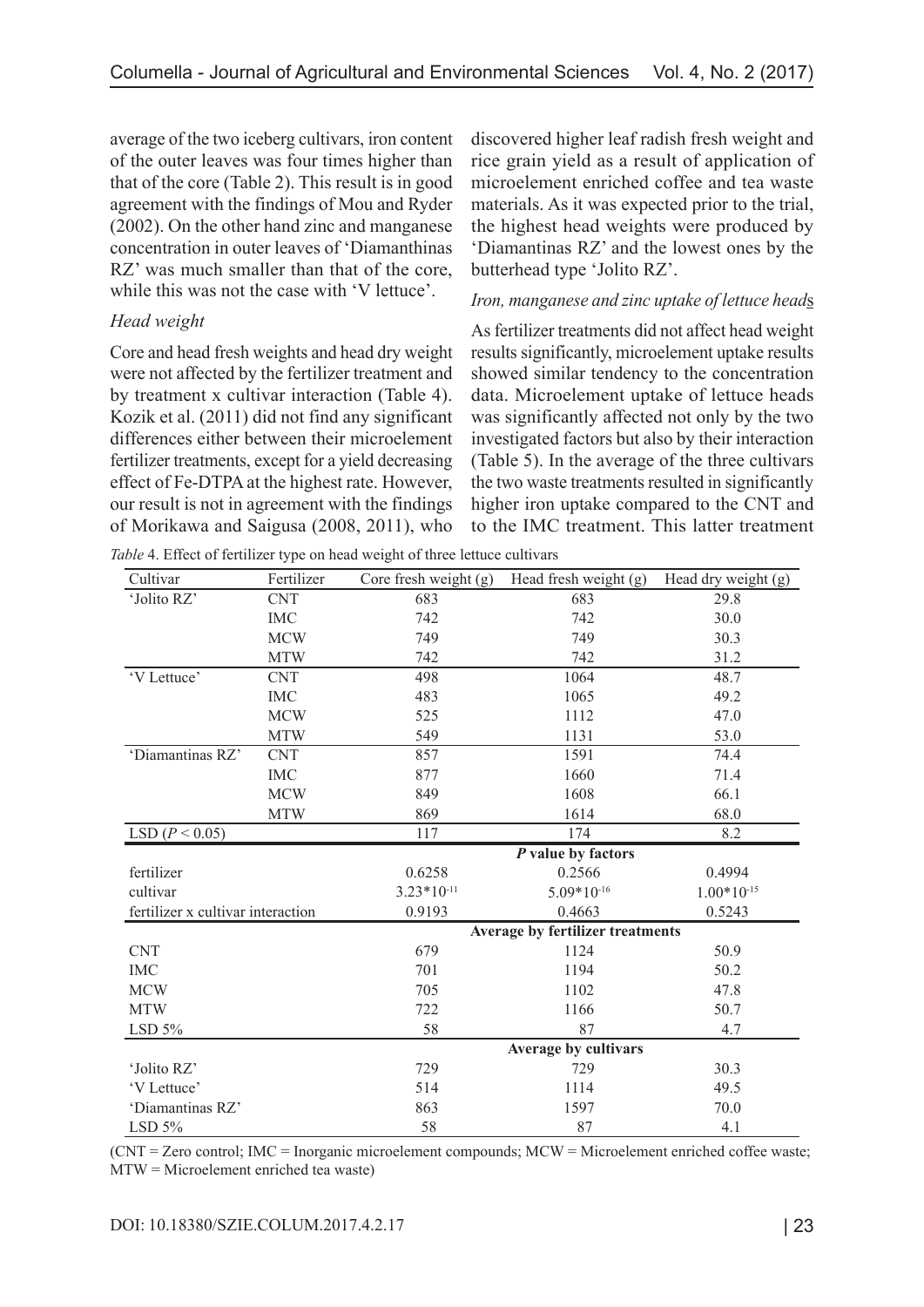average of the two iceberg cultivars, iron content of the outer leaves was four times higher than that of the core (Table 2). This result is in good agreement with the findings of Mou and Ryder (2002). On the other hand zinc and manganese concentration in outer leaves of 'Diamanthinas RZ' was much smaller than that of the core, while this was not the case with 'V lettuce'.

### *Head weight*

Core and head fresh weights and head dry weight were not affected by the fertilizer treatment and by treatment x cultivar interaction (Table 4). Kozik et al. (2011) did not find any significant differences either between their microelement fertilizer treatments, except for a yield decreasing effect of Fe-DTPA at the highest rate. However, our result is not in agreement with the findings of Morikawa and Saigusa (2008, 2011), who discovered higher leaf radish fresh weight and rice grain yield as a result of application of microelement enriched coffee and tea waste materials. As it was expected prior to the trial, the highest head weights were produced by 'Diamantinas RZ' and the lowest ones by the butterhead type 'Jolito RZ'.

### *Iron, manganese and zinc uptake of lettuce heads*

As fertilizer treatments did not affect head weight results significantly, microelement uptake results showed similar tendency to the concentration data. Microelement uptake of lettuce heads was significantly affected not only by the two investigated factors but also by their interaction (Table 5). In the average of the three cultivars the two waste treatments resulted in significantly higher iron uptake compared to the CNT and to the IMC treatment. This latter treatment

*Table* 4. Effect of fertilizer type on head weight of three lettuce cultivars

| Cultivar | Fertilizer | Core fresh weight (g) | Head fresh weight (g) | Head dry weight (g) |
|---|---|---|---|---|
| 'Jolito RZ' | CNT | 683 | 683 | 29.8 |
| | IMC | 742 | 742 | 30.0 |
| | MCW | 749 | 749 | 30.3 |
| | MTW | 742 | 742 | 31.2 |
| 'V Lettuce' | CNT | 498 | 1064 | 48.7 |
| | IMC | 483 | 1065 | 49.2 |
| | MCW | 525 | 1112 | 47.0 |
| | MTW | 549 | 1131 | 53.0 |
| 'Diamantinas RZ' | CNT | 857 | 1591 | 74.4 |
| | IMC | 877 | 1660 | 71.4 |
| | MCW | 849 | 1608 | 66.1 |
| | MTW | 869 | 1614 | 68.0 |
| LSD ($P < 0.05$) | | 117 | 174 | 8.2 |
| | | ***P* value by factors** | | |
| fertilizer | | 0.6258 | 0.2566 | 0.4994 |
| cultivar | | $3.23 \times 10^{-11}$ | $5.09 \times 10^{-16}$ | $1.00 \times 10^{-15}$ |
| fertilizer x cultivar interaction | | 0.9193 | 0.4663 | 0.5243 |
| | | **Average by fertilizer treatments** | | |
| CNT | | 679 | 1124 | 50.9 |
| IMC | | 701 | 1194 | 50.2 |
| MCW | | 705 | 1102 | 47.8 |
| MTW | | 722 | 1166 | 50.7 |
| LSD 5% | | 58 | 87 | 4.7 |
| | | **Average by cultivars** | | |
| 'Jolito RZ' | | 729 | 729 | 30.3 |
| 'V Lettuce' | | 514 | 1114 | 49.5 |
| 'Diamantinas RZ' | | 863 | 1597 | 70.0 |
| LSD 5% | | 58 | 87 | 4.1 |

(CNT = Zero control; IMC = Inorganic microelement compounds; MCW = Microelement enriched coffee waste; MTW = Microelement enriched tea waste)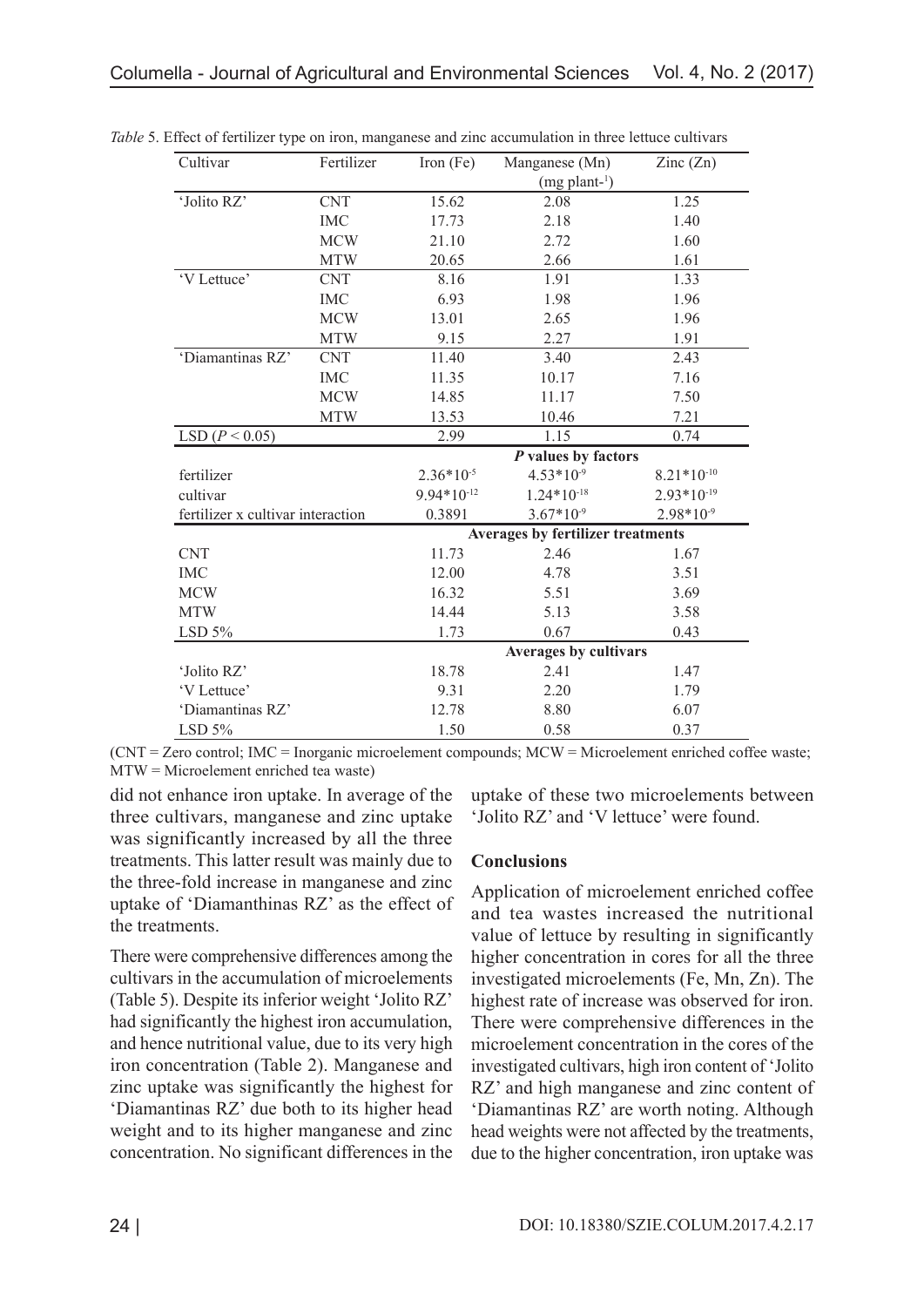*Table* 5. Effect of fertilizer type on iron, manganese and zinc accumulation in three lettuce cultivars

| Cultivar | Fertilizer | Iron (Fe) | Manganese (Mn) | Zinc (Zn) |
|---|---|---|---|---|
| | | | (mg plant$^{-1}$) | |
| 'Jolito RZ' | CNT | 15.62 | 2.08 | 1.25 |
| | IMC | 17.73 | 2.18 | 1.40 |
| | MCW | 21.10 | 2.72 | 1.60 |
| | MTW | 20.65 | 2.66 | 1.61 |
| 'V Lettuce' | CNT | 8.16 | 1.91 | 1.33 |
| | IMC | 6.93 | 1.98 | 1.96 |
| | MCW | 13.01 | 2.65 | 1.96 |
| | MTW | 9.15 | 2.27 | 1.91 |
| 'Diamantinas RZ' | CNT | 11.40 | 3.40 | 2.43 |
| | IMC | 11.35 | 10.17 | 7.16 |
| | MCW | 14.85 | 11.17 | 7.50 |
| | MTW | 13.53 | 10.46 | 7.21 |
| LSD ($P < 0.05$) | | 2.99 | 1.15 | 0.74 |
| | | | ***P* values by factors** | |
| fertilizer | | $2.36*10^{-5}$ | $4.53*10^{-9}$ | $8.21*10^{-10}$ |
| cultivar | | $9.94*10^{-12}$ | $1.24*10^{-18}$ | $2.93*10^{-19}$ |
| fertilizer x cultivar interaction | | 0.3891 | $3.67*10^{-9}$ | $2.98*10^{-9}$ |
| | | | **Averages by fertilizer treatments** | |
| CNT | | 11.73 | 2.46 | 1.67 |
| IMC | | 12.00 | 4.78 | 3.51 |
| MCW | | 16.32 | 5.51 | 3.69 |
| MTW | | 14.44 | 5.13 | 3.58 |
| LSD 5% | | 1.73 | 0.67 | 0.43 |
| | | | **Averages by cultivars** | |
| 'Jolito RZ' | | 18.78 | 2.41 | 1.47 |
| 'V Lettuce' | | 9.31 | 2.20 | 1.79 |
| 'Diamantinas RZ' | | 12.78 | 8.80 | 6.07 |
| LSD 5% | | 1.50 | 0.58 | 0.37 |

(CNT = Zero control; IMC = Inorganic microelement compounds; MCW = Microelement enriched coffee waste; MTW = Microelement enriched tea waste)

did not enhance iron uptake. In average of the three cultivars, manganese and zinc uptake was significantly increased by all the three treatments. This latter result was mainly due to the three-fold increase in manganese and zinc uptake of 'Diamanthinas RZ' as the effect of the treatments.

There were comprehensive differences among the cultivars in the accumulation of microelements (Table 5). Despite its inferior weight 'Jolito RZ' had significantly the highest iron accumulation, and hence nutritional value, due to its very high iron concentration (Table 2). Manganese and zinc uptake was significantly the highest for 'Diamantinas RZ' due both to its higher head weight and to its higher manganese and zinc concentration. No significant differences in the uptake of these two microelements between 'Jolito RZ' and 'V lettuce' were found.

## Conclusions

Application of microelement enriched coffee and tea wastes increased the nutritional value of lettuce by resulting in significantly higher concentration in cores for all the three investigated microelements (Fe, Mn, Zn). The highest rate of increase was observed for iron. There were comprehensive differences in the microelement concentration in the cores of the investigated cultivars, high iron content of 'Jolito RZ' and high manganese and zinc content of 'Diamantinas RZ' are worth noting. Although head weights were not affected by the treatments, due to the higher concentration, iron uptake was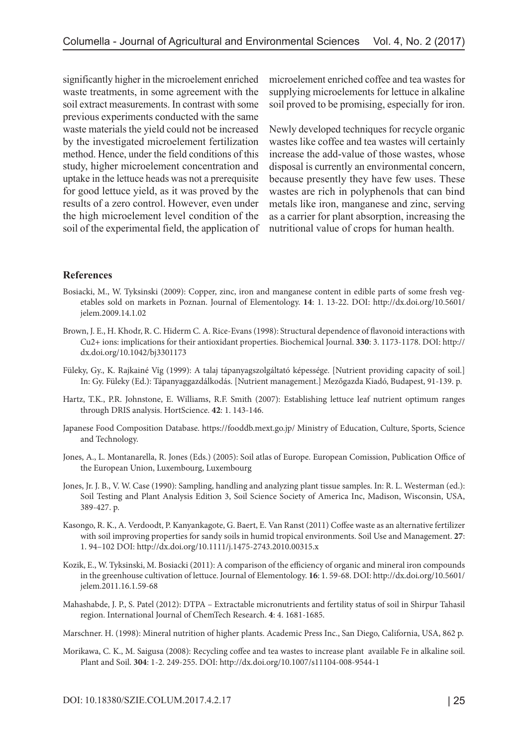significantly higher in the microelement enriched waste treatments, in some agreement with the soil extract measurements. In contrast with some previous experiments conducted with the same waste materials the yield could not be increased by the investigated microelement fertilization method. Hence, under the field conditions of this study, higher microelement concentration and uptake in the lettuce heads was not a prerequisite for good lettuce yield, as it was proved by the results of a zero control. However, even under the high microelement level condition of the soil of the experimental field, the application of microelement enriched coffee and tea wastes for supplying microelements for lettuce in alkaline soil proved to be promising, especially for iron.

Newly developed techniques for recycle organic wastes like coffee and tea wastes will certainly increase the add-value of those wastes, whose disposal is currently an environmental concern, because presently they have few uses. These wastes are rich in polyphenols that can bind metals like iron, manganese and zinc, serving as a carrier for plant absorption, increasing the nutritional value of crops for human health.

## References

Bosiacki, M., W. Tyksinski (2009): Copper, zinc, iron and manganese content in edible parts of some fresh vegetables sold on markets in Poznan. Journal of Elementology. **14**: 1. 13-22. DOI: http://dx.doi.org/10.5601/jelem.2009.14.1.02

Brown, J. E., H. Khodr, R. C. Hiderm C. A. Rice-Evans (1998): Structural dependence of flavonoid interactions with Cu2+ ions: implications for their antioxidant properties. Biochemical Journal. **330**: 3. 1173-1178. DOI: http://dx.doi.org/10.1042/bj3301173

Füleky, Gy., K. Rajkainé Víg (1999): A talaj tápanyagszolgáltató képessége. [Nutrient providing capacity of soil.] In: Gy. Füleky (Ed.): Tápanyaggazdálkodás. [Nutrient management.] Mezőgazda Kiadó, Budapest, 91-139. p.

Hartz, T.K., P.R. Johnstone, E. Williams, R.F. Smith (2007): Establishing lettuce leaf nutrient optimum ranges through DRIS analysis. HortScience. **42**: 1. 143-146.

Japanese Food Composition Database. https://fooddb.mext.go.jp/ Ministry of Education, Culture, Sports, Science and Technology.

Jones, A., L. Montanarella, R. Jones (Eds.) (2005): Soil atlas of Europe. European Comission, Publication Office of the European Union, Luxembourg, Luxembourg

Jones, Jr. J. B., V. W. Case (1990): Sampling, handling and analyzing plant tissue samples. In: R. L. Westerman (ed.): Soil Testing and Plant Analysis Edition 3, Soil Science Society of America Inc, Madison, Wisconsin, USA, 389-427. p.

Kasongo, R. K., A. Verdoodt, P. Kanyankagote, G. Baert, E. Van Ranst (2011) Coffee waste as an alternative fertilizer with soil improving properties for sandy soils in humid tropical environments. Soil Use and Management. **27**: 1. 94–102 DOI: http://dx.doi.org/10.1111/j.1475-2743.2010.00315.x

Kozik, E., W. Tyksinski, M. Bosiacki (2011): A comparison of the efficiency of organic and mineral iron compounds in the greenhouse cultivation of lettuce. Journal of Elementology. **16**: 1. 59-68. DOI: http://dx.doi.org/10.5601/jelem.2011.16.1.59-68

Mahashabde, J. P., S. Patel (2012): DTPA – Extractable micronutrients and fertility status of soil in Shirpur Tahasil region. International Journal of ChemTech Research. **4**: 4. 1681-1685.

Marschner. H. (1998): Mineral nutrition of higher plants. Academic Press Inc., San Diego, California, USA, 862 p.

Morikawa, C. K., M. Saigusa (2008): Recycling coffee and tea wastes to increase plant available Fe in alkaline soil. Plant and Soil. **304**: 1-2. 249-255. DOI: http://dx.doi.org/10.1007/s11104-008-9544-1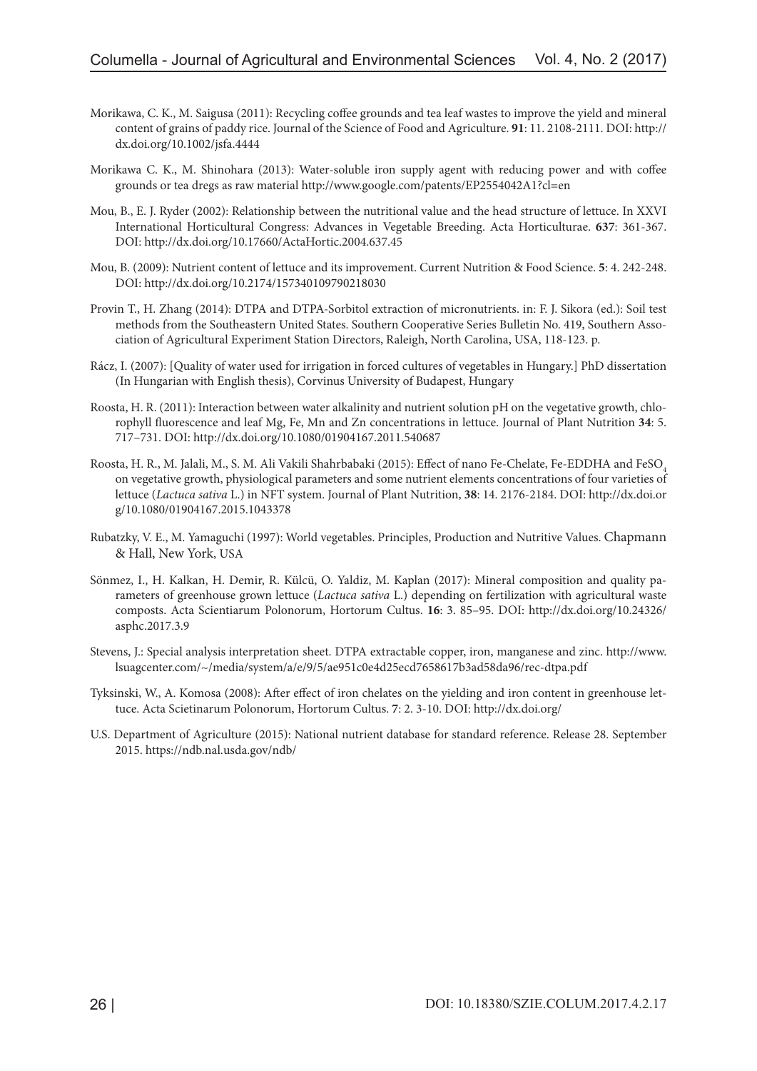Morikawa, C. K., M. Saigusa (2011): Recycling coffee grounds and tea leaf wastes to improve the yield and mineral content of grains of paddy rice. Journal of the Science of Food and Agriculture. **91**: 11. 2108-2111. DOI: http://dx.doi.org/10.1002/jsfa.4444

Morikawa C. K., M. Shinohara (2013): Water-soluble iron supply agent with reducing power and with coffee grounds or tea dregs as raw material http://www.google.com/patents/EP2554042A1?cl=en

Mou, B., E. J. Ryder (2002): Relationship between the nutritional value and the head structure of lettuce. In XXVI International Horticultural Congress: Advances in Vegetable Breeding. Acta Horticulturae. **637**: 361-367. DOI: http://dx.doi.org/10.17660/ActaHortic.2004.637.45

Mou, B. (2009): Nutrient content of lettuce and its improvement. Current Nutrition & Food Science. **5**: 4. 242-248. DOI: http://dx.doi.org/10.2174/157340109790218030

Provin T., H. Zhang (2014): DTPA and DTPA-Sorbitol extraction of micronutrients. in: F. J. Sikora (ed.): Soil test methods from the Southeastern United States. Southern Cooperative Series Bulletin No. 419, Southern Association of Agricultural Experiment Station Directors, Raleigh, North Carolina, USA, 118-123. p.

Rácz, I. (2007): [Quality of water used for irrigation in forced cultures of vegetables in Hungary.] PhD dissertation (In Hungarian with English thesis), Corvinus University of Budapest, Hungary

Roosta, H. R. (2011): Interaction between water alkalinity and nutrient solution pH on the vegetative growth, chlorophyll fluorescence and leaf Mg, Fe, Mn and Zn concentrations in lettuce. Journal of Plant Nutrition **34**: 5. 717–731. DOI: http://dx.doi.org/10.1080/01904167.2011.540687

Roosta, H. R., M. Jalali, M., S. M. Ali Vakili Shahrbabaki (2015): Effect of nano Fe-Chelate, Fe-EDDHA and $FeSO_4$ on vegetative growth, physiological parameters and some nutrient elements concentrations of four varieties of lettuce (*Lactuca sativa* L.) in NFT system. Journal of Plant Nutrition, **38**: 14. 2176-2184. DOI: http://dx.doi.org/10.1080/01904167.2015.1043378

Rubatzky, V. E., M. Yamaguchi (1997): World vegetables. Principles, Production and Nutritive Values. Chapmann & Hall, New York, USA

Sönmez, I., H. Kalkan, H. Demir, R. Külcü, O. Yaldiz, M. Kaplan (2017): Mineral composition and quality parameters of greenhouse grown lettuce (*Lactuca sativa* L.) depending on fertilization with agricultural waste composts. Acta Scientiarum Polonorum, Hortorum Cultus. **16**: 3. 85–95. DOI: http://dx.doi.org/10.24326/asphc.2017.3.9

Stevens, J.: Special analysis interpretation sheet. DTPA extractable copper, iron, manganese and zinc. http://www.lsuagcenter.com/~/media/system/a/e/9/5/ae951c0e4d25ecd7658617b3ad58da96/rec-dtpa.pdf

Tyksinski, W., A. Komosa (2008): After effect of iron chelates on the yielding and iron content in greenhouse lettuce. Acta Scietinarum Polonorum, Hortorum Cultus. **7**: 2. 3-10. DOI: http://dx.doi.org/

U.S. Department of Agriculture (2015): National nutrient database for standard reference. Release 28. September 2015. https://ndb.nal.usda.gov/ndb/